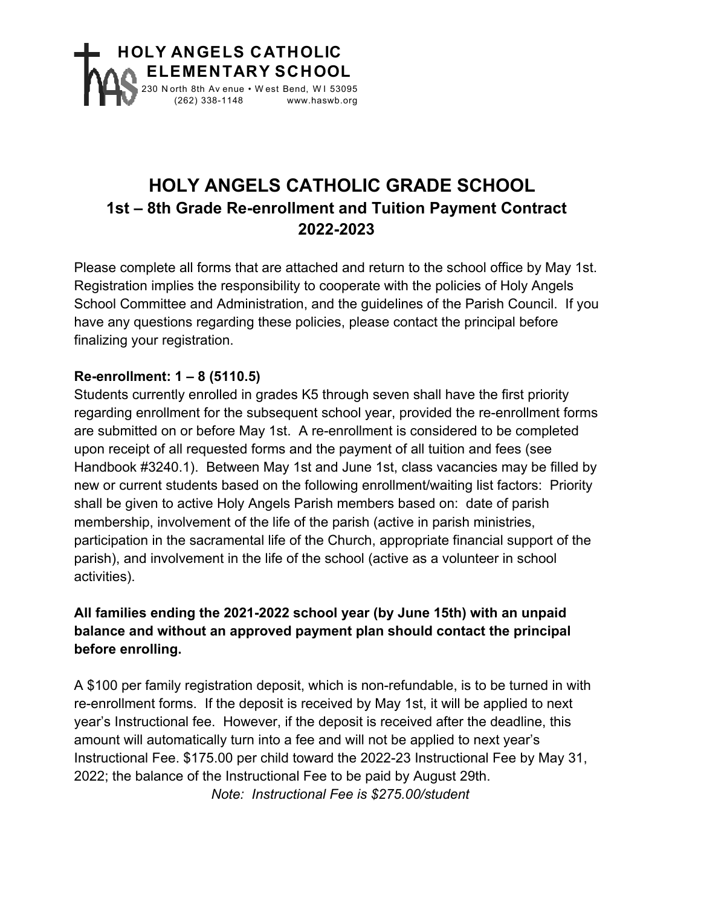**HOLY ANGELS CATHOLIC ELEMENTARY SCHOOL**
230 North 8th Avenue • West Bend, WI 53095
(262) 338-1148 www.haswb.org

# HOLY ANGELS CATHOLIC GRADE SCHOOL
## 1st – 8th Grade Re-enrollment and Tuition Payment Contract
## 2022-2023

Please complete all forms that are attached and return to the school office by May 1st. Registration implies the responsibility to cooperate with the policies of Holy Angels School Committee and Administration, and the guidelines of the Parish Council. If you have any questions regarding these policies, please contact the principal before finalizing your registration.

**Re-enrollment: 1 – 8 (5110.5)**
Students currently enrolled in grades K5 through seven shall have the first priority regarding enrollment for the subsequent school year, provided the re-enrollment forms are submitted on or before May 1st. A re-enrollment is considered to be completed upon receipt of all requested forms and the payment of all tuition and fees (see Handbook #3240.1). Between May 1st and June 1st, class vacancies may be filled by new or current students based on the following enrollment/waiting list factors: Priority shall be given to active Holy Angels Parish members based on: date of parish membership, involvement of the life of the parish (active in parish ministries, participation in the sacramental life of the Church, appropriate financial support of the parish), and involvement in the life of the school (active as a volunteer in school activities).

**All families ending the 2021-2022 school year (by June 15th) with an unpaid balance and without an approved payment plan should contact the principal before enrolling.**

A $100 per family registration deposit, which is non-refundable, is to be turned in with re-enrollment forms. If the deposit is received by May 1st, it will be applied to next year's Instructional fee. However, if the deposit is received after the deadline, this amount will automatically turn into a fee and will not be applied to next year's Instructional Fee. $175.00 per child toward the 2022-23 Instructional Fee by May 31, 2022; the balance of the Instructional Fee to be paid by August 29th.

*Note: Instructional Fee is $275.00/student*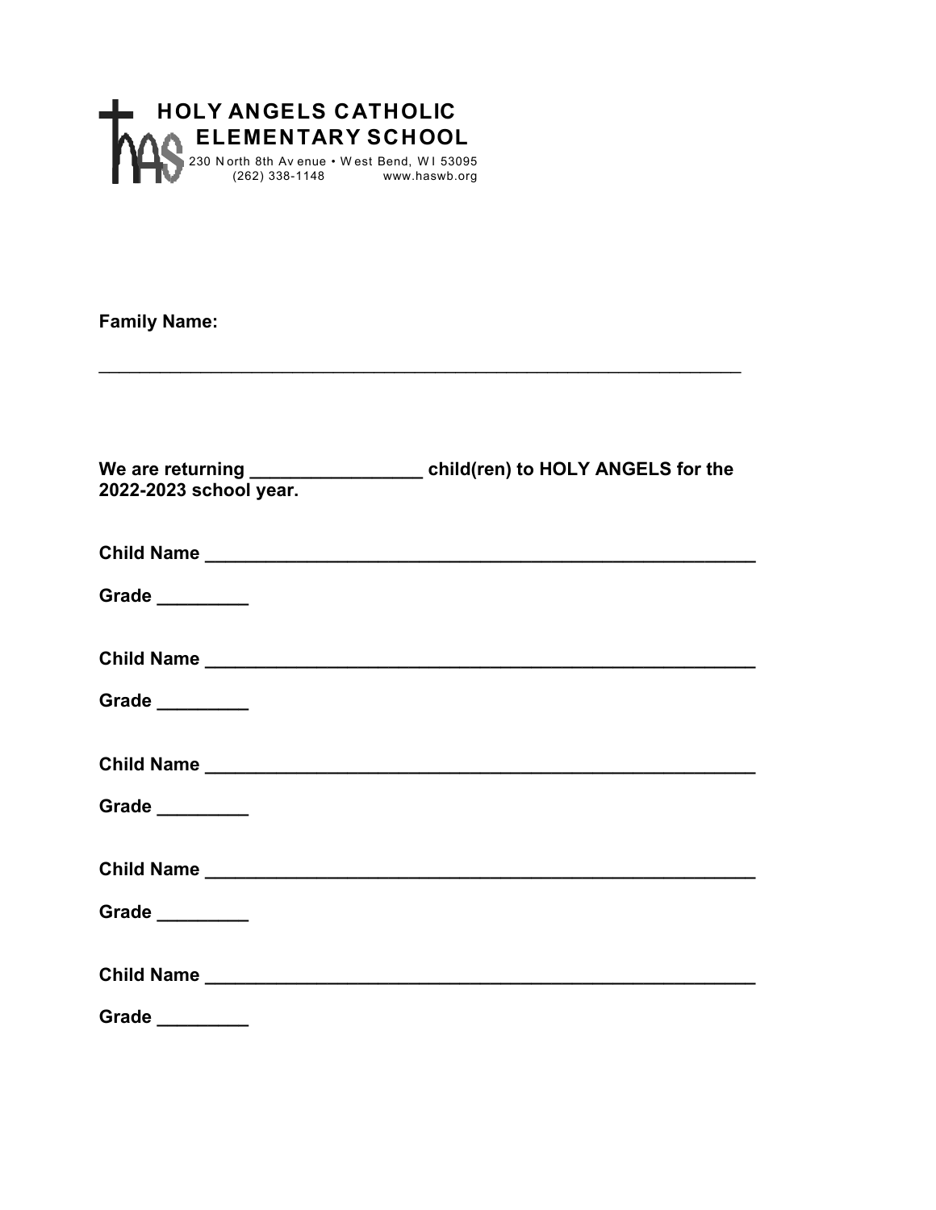# HOLY ANGELS CATHOLIC ELEMENTARY SCHOOL

230 North 8th Avenue • West Bend, WI 53095
(262) 338-1148 www.haswb.org

**Family Name:**

_______________________________________________________________

**We are returning ________________ child(ren) to HOLY ANGELS for the 2022-2023 school year.**

**Child Name ______________________________________________________**

**Grade _________**

**Child Name ______________________________________________________**

**Grade _________**

**Child Name ______________________________________________________**

**Grade _________**

**Child Name ______________________________________________________**

**Grade _________**

**Child Name ______________________________________________________**

**Grade _________**